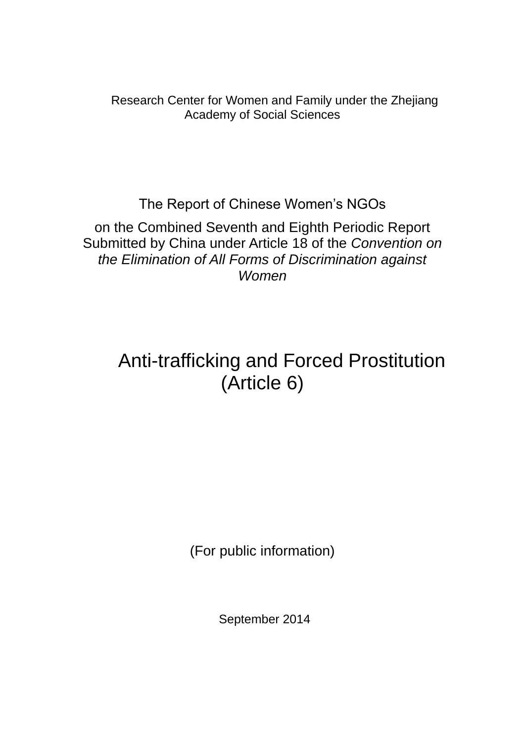Research Center for Women and Family under the Zhejiang Academy of Social Sciences

# The Report of Chinese Women's NGOs

## on the Combined Seventh and Eighth Periodic Report Submitted by China under Article 18 of the *Convention on the Elimination of All Forms of Discrimination against Women*

# Anti-trafficking and Forced Prostitution (Article 6)

(For public information)

September 2014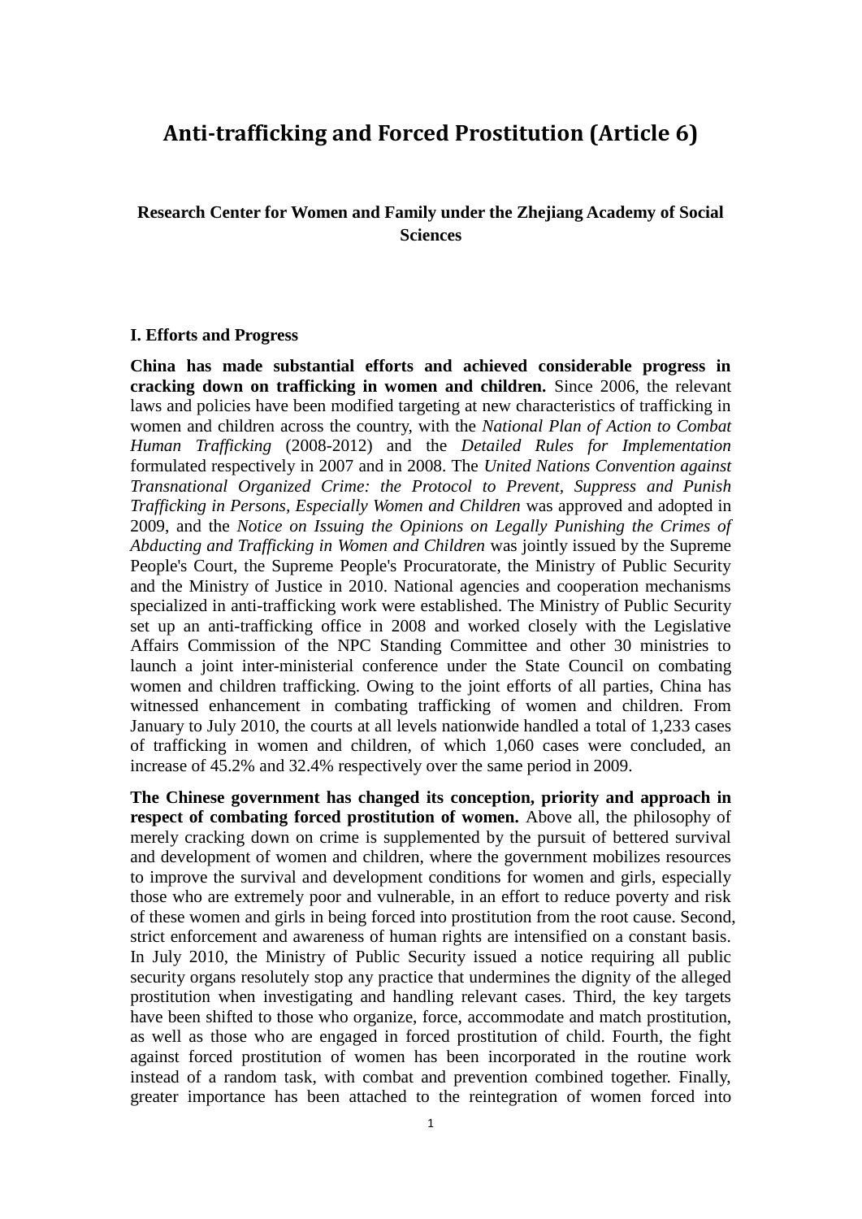# Anti-trafficking and Forced Prostitution (Article 6)

**Research Center for Women and Family under the Zhejiang Academy of Social Sciences**

## I. Efforts and Progress

**China has made substantial efforts and achieved considerable progress in cracking down on trafficking in women and children.** Since 2006, the relevant laws and policies have been modified targeting at new characteristics of trafficking in women and children across the country, with the *National Plan of Action to Combat Human Trafficking* (2008-2012) and the *Detailed Rules for Implementation* formulated respectively in 2007 and in 2008. The *United Nations Convention against Transnational Organized Crime: the Protocol to Prevent, Suppress and Punish Trafficking in Persons, Especially Women and Children* was approved and adopted in 2009, and the *Notice on Issuing the Opinions on Legally Punishing the Crimes of Abducting and Trafficking in Women and Children* was jointly issued by the Supreme People's Court, the Supreme People's Procuratorate, the Ministry of Public Security and the Ministry of Justice in 2010. National agencies and cooperation mechanisms specialized in anti-trafficking work were established. The Ministry of Public Security set up an anti-trafficking office in 2008 and worked closely with the Legislative Affairs Commission of the NPC Standing Committee and other 30 ministries to launch a joint inter-ministerial conference under the State Council on combating women and children trafficking. Owing to the joint efforts of all parties, China has witnessed enhancement in combating trafficking of women and children. From January to July 2010, the courts at all levels nationwide handled a total of 1,233 cases of trafficking in women and children, of which 1,060 cases were concluded, an increase of 45.2% and 32.4% respectively over the same period in 2009.

**The Chinese government has changed its conception, priority and approach in respect of combating forced prostitution of women.** Above all, the philosophy of merely cracking down on crime is supplemented by the pursuit of bettered survival and development of women and children, where the government mobilizes resources to improve the survival and development conditions for women and girls, especially those who are extremely poor and vulnerable, in an effort to reduce poverty and risk of these women and girls in being forced into prostitution from the root cause. Second, strict enforcement and awareness of human rights are intensified on a constant basis. In July 2010, the Ministry of Public Security issued a notice requiring all public security organs resolutely stop any practice that undermines the dignity of the alleged prostitution when investigating and handling relevant cases. Third, the key targets have been shifted to those who organize, force, accommodate and match prostitution, as well as those who are engaged in forced prostitution of child. Fourth, the fight against forced prostitution of women has been incorporated in the routine work instead of a random task, with combat and prevention combined together. Finally, greater importance has been attached to the reintegration of women forced into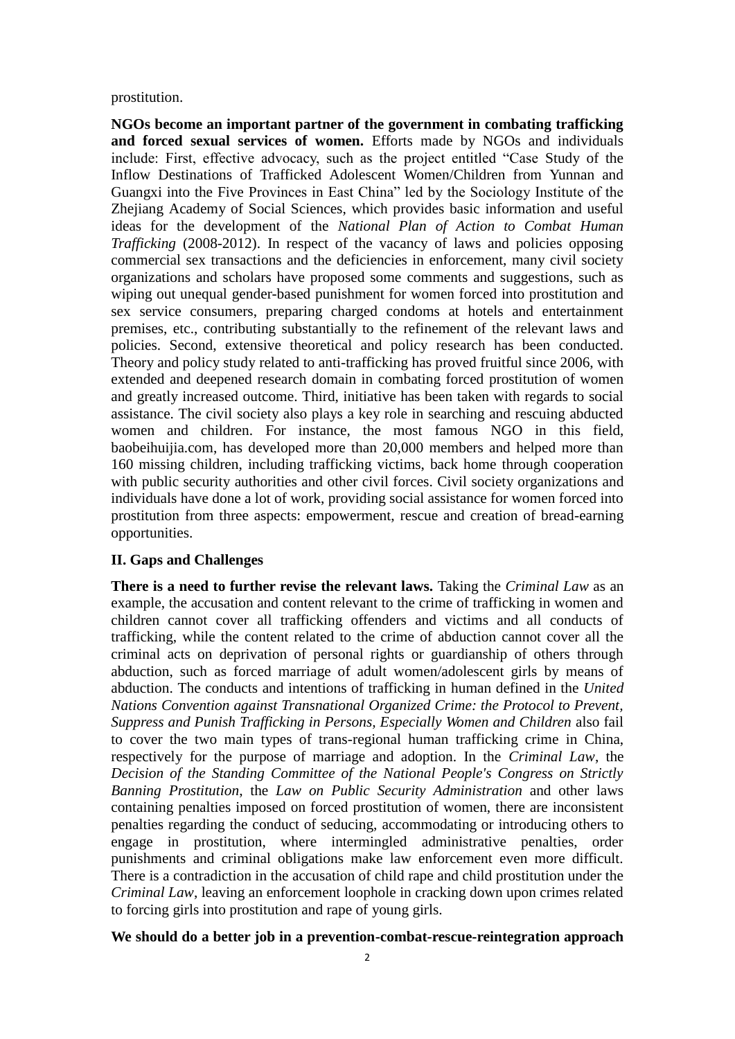prostitution.

**NGOs become an important partner of the government in combating trafficking and forced sexual services of women.** Efforts made by NGOs and individuals include: First, effective advocacy, such as the project entitled "Case Study of the Inflow Destinations of Trafficked Adolescent Women/Children from Yunnan and Guangxi into the Five Provinces in East China" led by the Sociology Institute of the Zhejiang Academy of Social Sciences, which provides basic information and useful ideas for the development of the *National Plan of Action to Combat Human Trafficking* (2008-2012). In respect of the vacancy of laws and policies opposing commercial sex transactions and the deficiencies in enforcement, many civil society organizations and scholars have proposed some comments and suggestions, such as wiping out unequal gender-based punishment for women forced into prostitution and sex service consumers, preparing charged condoms at hotels and entertainment premises, etc., contributing substantially to the refinement of the relevant laws and policies. Second, extensive theoretical and policy research has been conducted. Theory and policy study related to anti-trafficking has proved fruitful since 2006, with extended and deepened research domain in combating forced prostitution of women and greatly increased outcome. Third, initiative has been taken with regards to social assistance. The civil society also plays a key role in searching and rescuing abducted women and children. For instance, the most famous NGO in this field, baobeihuijia.com, has developed more than 20,000 members and helped more than 160 missing children, including trafficking victims, back home through cooperation with public security authorities and other civil forces. Civil society organizations and individuals have done a lot of work, providing social assistance for women forced into prostitution from three aspects: empowerment, rescue and creation of bread-earning opportunities.

## II. Gaps and Challenges

**There is a need to further revise the relevant laws.** Taking the *Criminal Law* as an example, the accusation and content relevant to the crime of trafficking in women and children cannot cover all trafficking offenders and victims and all conducts of trafficking, while the content related to the crime of abduction cannot cover all the criminal acts on deprivation of personal rights or guardianship of others through abduction, such as forced marriage of adult women/adolescent girls by means of abduction. The conducts and intentions of trafficking in human defined in the *United Nations Convention against Transnational Organized Crime: the Protocol to Prevent, Suppress and Punish Trafficking in Persons, Especially Women and Children* also fail to cover the two main types of trans-regional human trafficking crime in China, respectively for the purpose of marriage and adoption. In the *Criminal Law*, the *Decision of the Standing Committee of the National People's Congress on Strictly Banning Prostitution*, the *Law on Public Security Administration* and other laws containing penalties imposed on forced prostitution of women, there are inconsistent penalties regarding the conduct of seducing, accommodating or introducing others to engage in prostitution, where intermingled administrative penalties, order punishments and criminal obligations make law enforcement even more difficult. There is a contradiction in the accusation of child rape and child prostitution under the *Criminal Law*, leaving an enforcement loophole in cracking down upon crimes related to forcing girls into prostitution and rape of young girls.

**We should do a better job in a prevention-combat-rescue-reintegration approach**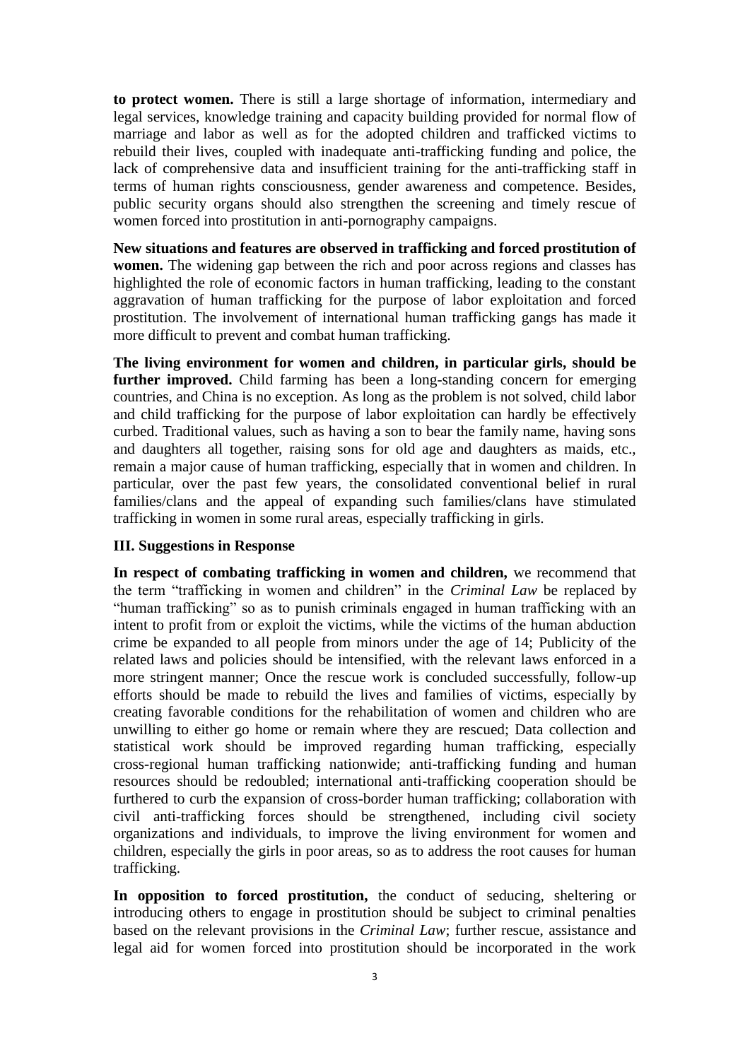**to protect women.** There is still a large shortage of information, intermediary and legal services, knowledge training and capacity building provided for normal flow of marriage and labor as well as for the adopted children and trafficked victims to rebuild their lives, coupled with inadequate anti-trafficking funding and police, the lack of comprehensive data and insufficient training for the anti-trafficking staff in terms of human rights consciousness, gender awareness and competence. Besides, public security organs should also strengthen the screening and timely rescue of women forced into prostitution in anti-pornography campaigns.

**New situations and features are observed in trafficking and forced prostitution of women.** The widening gap between the rich and poor across regions and classes has highlighted the role of economic factors in human trafficking, leading to the constant aggravation of human trafficking for the purpose of labor exploitation and forced prostitution. The involvement of international human trafficking gangs has made it more difficult to prevent and combat human trafficking.

**The living environment for women and children, in particular girls, should be further improved.** Child farming has been a long-standing concern for emerging countries, and China is no exception. As long as the problem is not solved, child labor and child trafficking for the purpose of labor exploitation can hardly be effectively curbed. Traditional values, such as having a son to bear the family name, having sons and daughters all together, raising sons for old age and daughters as maids, etc., remain a major cause of human trafficking, especially that in women and children. In particular, over the past few years, the consolidated conventional belief in rural families/clans and the appeal of expanding such families/clans have stimulated trafficking in women in some rural areas, especially trafficking in girls.

### III. Suggestions in Response

**In respect of combating trafficking in women and children,** we recommend that the term "trafficking in women and children" in the *Criminal Law* be replaced by "human trafficking" so as to punish criminals engaged in human trafficking with an intent to profit from or exploit the victims, while the victims of the human abduction crime be expanded to all people from minors under the age of 14; Publicity of the related laws and policies should be intensified, with the relevant laws enforced in a more stringent manner; Once the rescue work is concluded successfully, follow-up efforts should be made to rebuild the lives and families of victims, especially by creating favorable conditions for the rehabilitation of women and children who are unwilling to either go home or remain where they are rescued; Data collection and statistical work should be improved regarding human trafficking, especially cross-regional human trafficking nationwide; anti-trafficking funding and human resources should be redoubled; international anti-trafficking cooperation should be furthered to curb the expansion of cross-border human trafficking; collaboration with civil anti-trafficking forces should be strengthened, including civil society organizations and individuals, to improve the living environment for women and children, especially the girls in poor areas, so as to address the root causes for human trafficking.

**In opposition to forced prostitution,** the conduct of seducing, sheltering or introducing others to engage in prostitution should be subject to criminal penalties based on the relevant provisions in the *Criminal Law*; further rescue, assistance and legal aid for women forced into prostitution should be incorporated in the work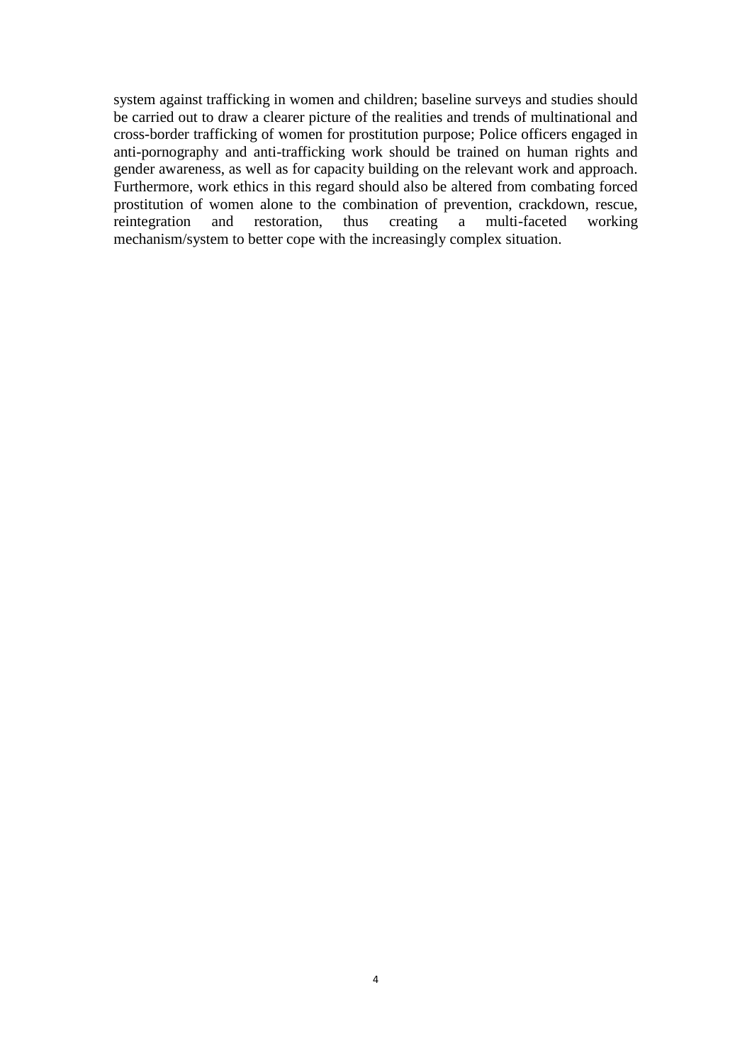system against trafficking in women and children; baseline surveys and studies should be carried out to draw a clearer picture of the realities and trends of multinational and cross-border trafficking of women for prostitution purpose; Police officers engaged in anti-pornography and anti-trafficking work should be trained on human rights and gender awareness, as well as for capacity building on the relevant work and approach. Furthermore, work ethics in this regard should also be altered from combating forced prostitution of women alone to the combination of prevention, crackdown, rescue, reintegration and restoration, thus creating a multi-faceted working mechanism/system to better cope with the increasingly complex situation.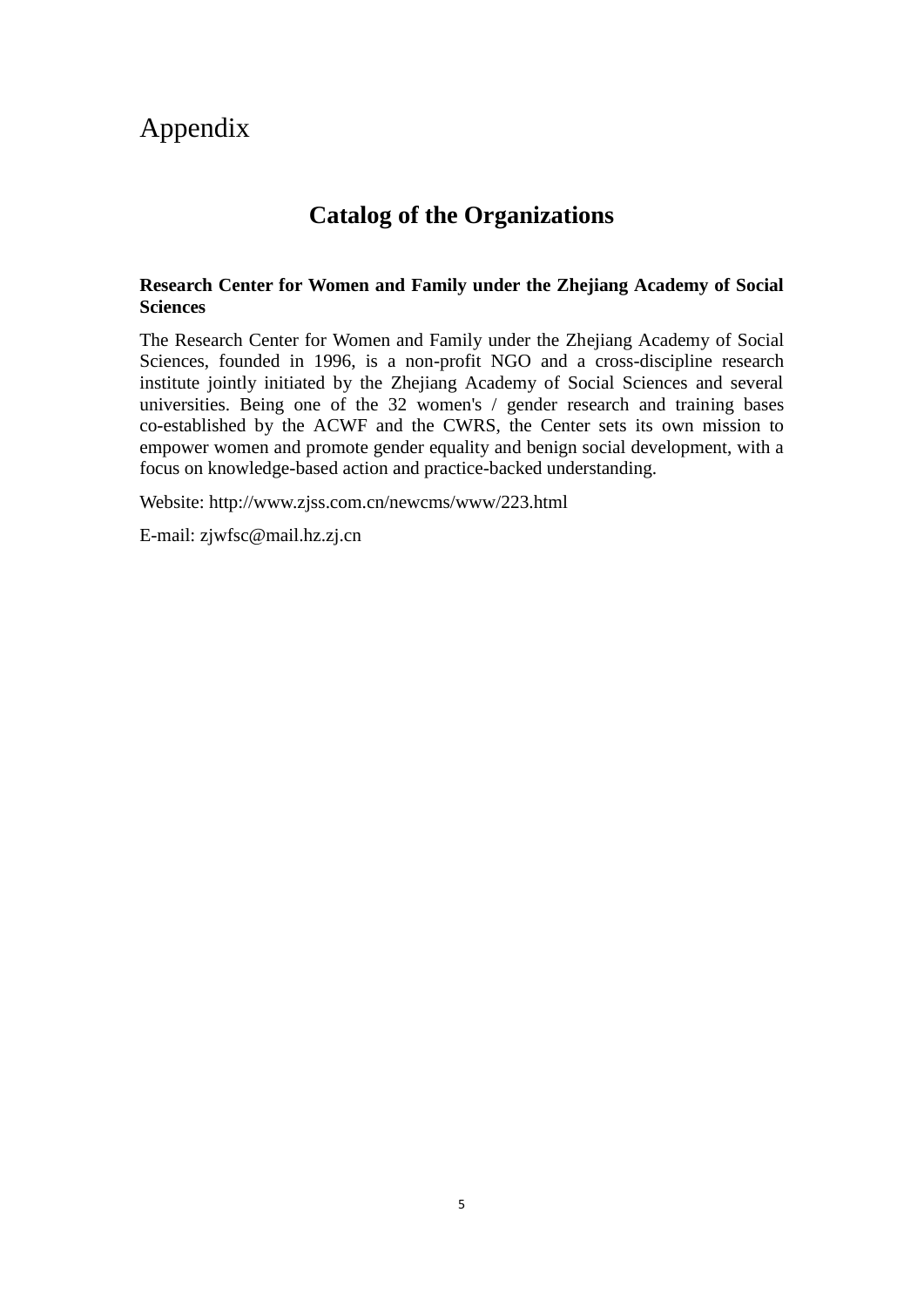# Appendix

## Catalog of the Organizations

**Research Center for Women and Family under the Zhejiang Academy of Social Sciences**

The Research Center for Women and Family under the Zhejiang Academy of Social Sciences, founded in 1996, is a non-profit NGO and a cross-discipline research institute jointly initiated by the Zhejiang Academy of Social Sciences and several universities. Being one of the 32 women's / gender research and training bases co-established by the ACWF and the CWRS, the Center sets its own mission to empower women and promote gender equality and benign social development, with a focus on knowledge-based action and practice-backed understanding.

Website: http://www.zjss.com.cn/newcms/www/223.html

E-mail: zjwfsc@mail.hz.zj.cn